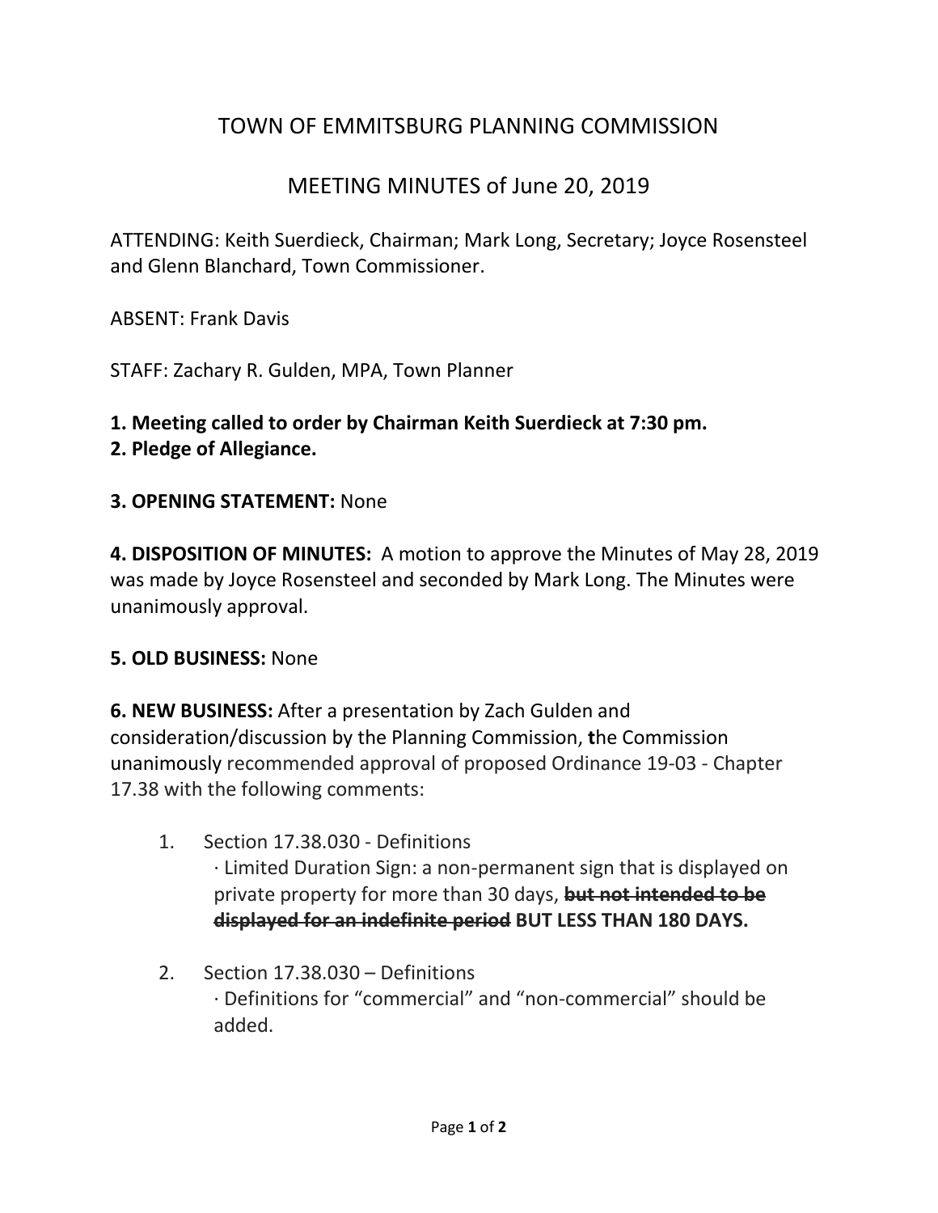# TOWN OF EMMITSBURG PLANNING COMMISSION

## MEETING MINUTES of June 20, 2019

ATTENDING: Keith Suerdieck, Chairman; Mark Long, Secretary; Joyce Rosensteel and Glenn Blanchard, Town Commissioner.

ABSENT: Frank Davis

STAFF: Zachary R. Gulden, MPA, Town Planner

**1. Meeting called to order by Chairman Keith Suerdieck at 7:30 pm.**
**2. Pledge of Allegiance.**

**3. OPENING STATEMENT:** None

**4. DISPOSITION OF MINUTES:** A motion to approve the Minutes of May 28, 2019 was made by Joyce Rosensteel and seconded by Mark Long. The Minutes were unanimously approval.

**5. OLD BUSINESS:** None

**6. NEW BUSINESS:** After a presentation by Zach Gulden and consideration/discussion by the Planning Commission, **t**he Commission unanimously recommended approval of proposed Ordinance 19-03 - Chapter 17.38 with the following comments:

1. Section 17.38.030 - Definitions
   · Limited Duration Sign: a non-permanent sign that is displayed on private property for more than 30 days, ~~**but not intended to be displayed for an indefinite period**~~ **BUT LESS THAN 180 DAYS.**

2. Section 17.38.030 – Definitions
   · Definitions for "commercial" and "non-commercial" should be added.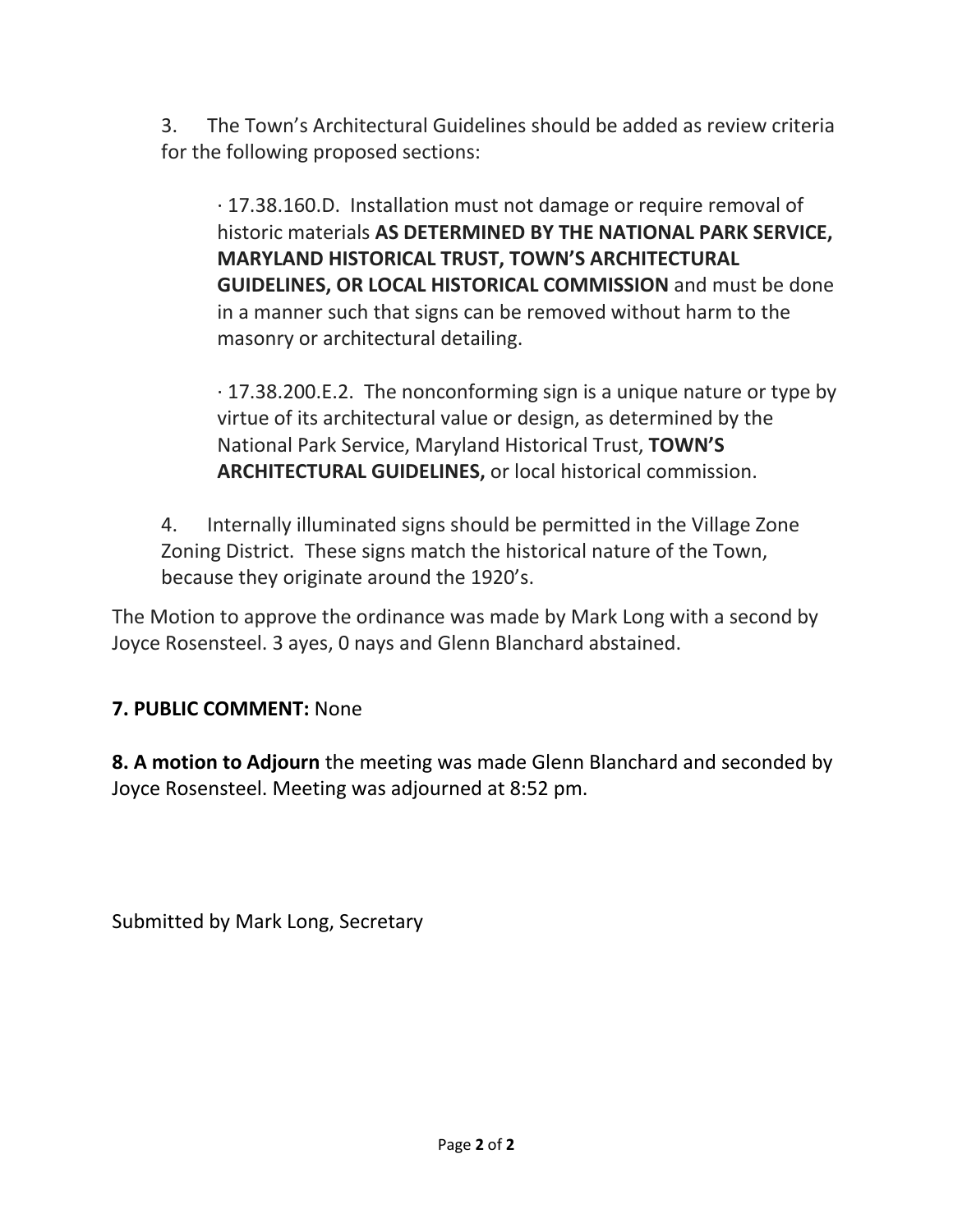3. The Town's Architectural Guidelines should be added as review criteria for the following proposed sections:

    · 17.38.160.D. Installation must not damage or require removal of historic materials **AS DETERMINED BY THE NATIONAL PARK SERVICE, MARYLAND HISTORICAL TRUST, TOWN'S ARCHITECTURAL GUIDELINES, OR LOCAL HISTORICAL COMMISSION** and must be done in a manner such that signs can be removed without harm to the masonry or architectural detailing.

    · 17.38.200.E.2. The nonconforming sign is a unique nature or type by virtue of its architectural value or design, as determined by the National Park Service, Maryland Historical Trust, **TOWN'S ARCHITECTURAL GUIDELINES,** or local historical commission.

4. Internally illuminated signs should be permitted in the Village Zone Zoning District. These signs match the historical nature of the Town, because they originate around the 1920's.

The Motion to approve the ordinance was made by Mark Long with a second by Joyce Rosensteel. 3 ayes, 0 nays and Glenn Blanchard abstained.

**7. PUBLIC COMMENT:** None

**8. A motion to Adjourn** the meeting was made Glenn Blanchard and seconded by Joyce Rosensteel. Meeting was adjourned at 8:52 pm.

Submitted by Mark Long, Secretary